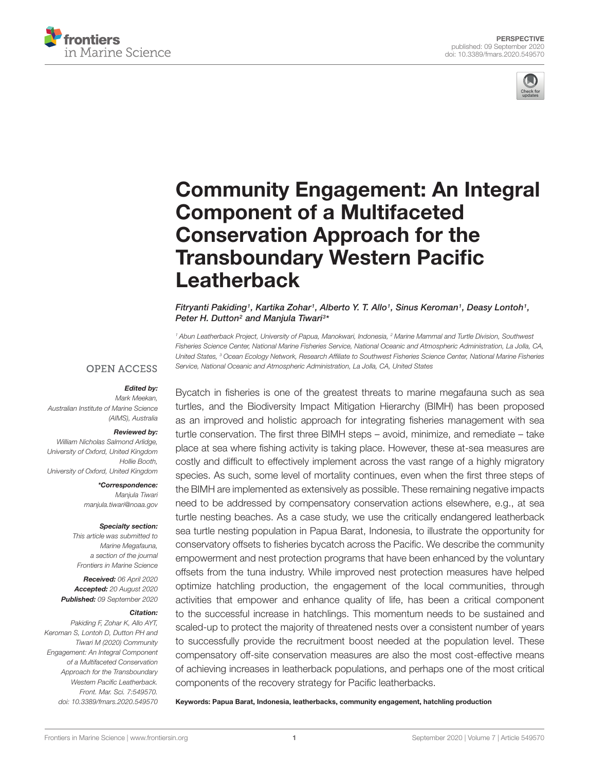PERSPECTIVE
published: 09 September 2020
doi: 10.3389/fmars.2020.549570

# Community Engagement: An Integral Component of a Multifaceted Conservation Approach for the Transboundary Western Pacific Leatherback

*Fitryanti Pakiding[1], Kartika Zohar[1], Alberto Y. T. Allo[1], Sinus Keroman[1], Deasy Lontoh[1], Peter H. Dutton[2] and Manjula Tiwari[3]**

[1] Abun Leatherback Project, University of Papua, Manokwari, Indonesia, [2] Marine Mammal and Turtle Division, Southwest Fisheries Science Center, National Marine Fisheries Service, National Oceanic and Atmospheric Administration, La Jolla, CA, United States, [3] Ocean Ecology Network, Research Affiliate to Southwest Fisheries Science Center, National Marine Fisheries Service, National Oceanic and Atmospheric Administration, La Jolla, CA, United States

OPEN ACCESS

***Edited by:***
Mark Meekan,
Australian Institute of Marine Science (AIMS), Australia

***Reviewed by:***
William Nicholas Salmond Arlidge,
University of Oxford, United Kingdom
Hollie Booth,
University of Oxford, United Kingdom

***\*Correspondence:***
Manjula Tiwari
manjula.tiwari@noaa.gov

***Specialty section:***
This article was submitted to Marine Megafauna, a section of the journal Frontiers in Marine Science

***Received:*** 06 April 2020
***Accepted:*** 20 August 2020
***Published:*** 09 September 2020

***Citation:***
Pakiding F, Zohar K, Allo AYT, Keroman S, Lontoh D, Dutton PH and Tiwari M (2020) Community Engagement: An Integral Component of a Multifaceted Conservation Approach for the Transboundary Western Pacific Leatherback. Front. Mar. Sci. 7:549570. doi: 10.3389/fmars.2020.549570

Bycatch in fisheries is one of the greatest threats to marine megafauna such as sea turtles, and the Biodiversity Impact Mitigation Hierarchy (BIMH) has been proposed as an improved and holistic approach for integrating fisheries management with sea turtle conservation. The first three BIMH steps – avoid, minimize, and remediate – take place at sea where fishing activity is taking place. However, these at-sea measures are costly and difficult to effectively implement across the vast range of a highly migratory species. As such, some level of mortality continues, even when the first three steps of the BIMH are implemented as extensively as possible. These remaining negative impacts need to be addressed by compensatory conservation actions elsewhere, e.g., at sea turtle nesting beaches. As a case study, we use the critically endangered leatherback sea turtle nesting population in Papua Barat, Indonesia, to illustrate the opportunity for conservatory offsets to fisheries bycatch across the Pacific. We describe the community empowerment and nest protection programs that have been enhanced by the voluntary offsets from the tuna industry. While improved nest protection measures have helped optimize hatchling production, the engagement of the local communities, through activities that empower and enhance quality of life, has been a critical component to the successful increase in hatchlings. This momentum needs to be sustained and scaled-up to protect the majority of threatened nests over a consistent number of years to successfully provide the recruitment boost needed at the population level. These compensatory off-site conservation measures are also the most cost-effective means of achieving increases in leatherback populations, and perhaps one of the most critical components of the recovery strategy for Pacific leatherbacks.

**Keywords: Papua Barat, Indonesia, leatherbacks, community engagement, hatchling production**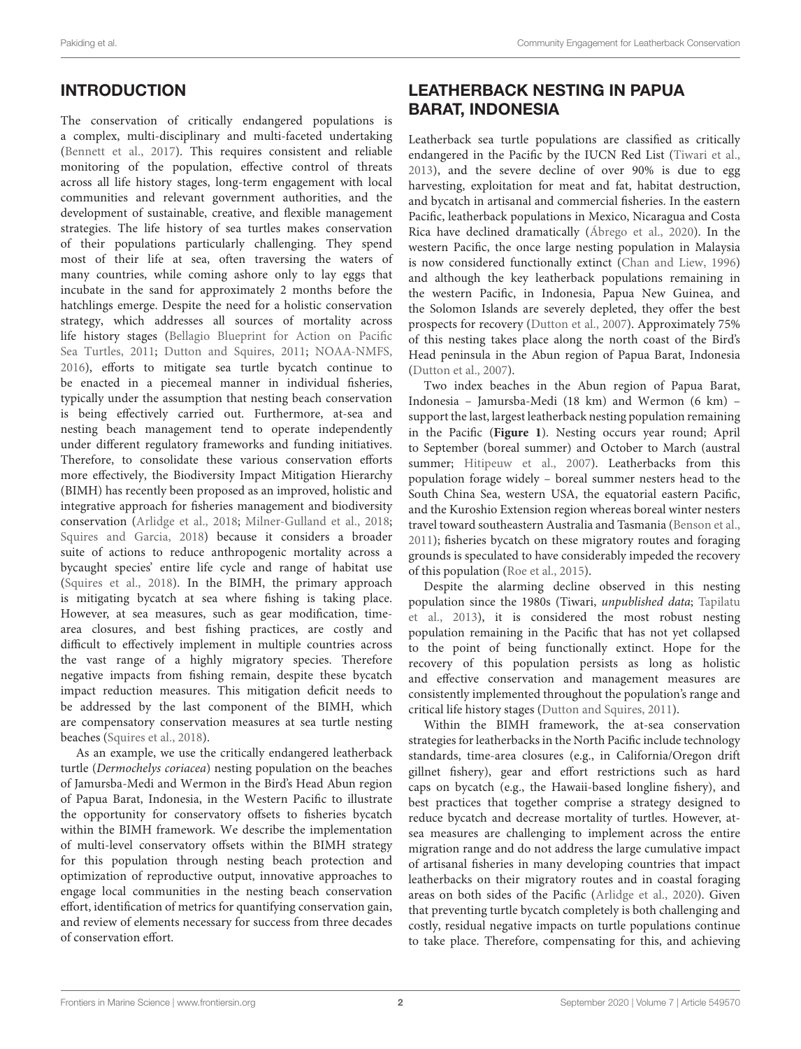## INTRODUCTION

The conservation of critically endangered populations is a complex, multi-disciplinary and multi-faceted undertaking (Bennett et al., 2017). This requires consistent and reliable monitoring of the population, effective control of threats across all life history stages, long-term engagement with local communities and relevant government authorities, and the development of sustainable, creative, and flexible management strategies. The life history of sea turtles makes conservation of their populations particularly challenging. They spend most of their life at sea, often traversing the waters of many countries, while coming ashore only to lay eggs that incubate in the sand for approximately 2 months before the hatchlings emerge. Despite the need for a holistic conservation strategy, which addresses all sources of mortality across life history stages (Bellagio Blueprint for Action on Pacific Sea Turtles, 2011; Dutton and Squires, 2011; NOAA-NMFS, 2016), efforts to mitigate sea turtle bycatch continue to be enacted in a piecemeal manner in individual fisheries, typically under the assumption that nesting beach conservation is being effectively carried out. Furthermore, at-sea and nesting beach management tend to operate independently under different regulatory frameworks and funding initiatives. Therefore, to consolidate these various conservation efforts more effectively, the Biodiversity Impact Mitigation Hierarchy (BIMH) has recently been proposed as an improved, holistic and integrative approach for fisheries management and biodiversity conservation (Arlidge et al., 2018; Milner-Gulland et al., 2018; Squires and Garcia, 2018) because it considers a broader suite of actions to reduce anthropogenic mortality across a bycaught species' entire life cycle and range of habitat use (Squires et al., 2018). In the BIMH, the primary approach is mitigating bycatch at sea where fishing is taking place. However, at sea measures, such as gear modification, time-area closures, and best fishing practices, are costly and difficult to effectively implement in multiple countries across the vast range of a highly migratory species. Therefore negative impacts from fishing remain, despite these bycatch impact reduction measures. This mitigation deficit needs to be addressed by the last component of the BIMH, which are compensatory conservation measures at sea turtle nesting beaches (Squires et al., 2018).

As an example, we use the critically endangered leatherback turtle (*Dermochelys coriacea*) nesting population on the beaches of Jamursba-Medi and Wermon in the Bird's Head Abun region of Papua Barat, Indonesia, in the Western Pacific to illustrate the opportunity for conservatory offsets to fisheries bycatch within the BIMH framework. We describe the implementation of multi-level conservatory offsets within the BIMH strategy for this population through nesting beach protection and optimization of reproductive output, innovative approaches to engage local communities in the nesting beach conservation effort, identification of metrics for quantifying conservation gain, and review of elements necessary for success from three decades of conservation effort.

## LEATHERBACK NESTING IN PAPUA BARAT, INDONESIA

Leatherback sea turtle populations are classified as critically endangered in the Pacific by the IUCN Red List (Tiwari et al., 2013), and the severe decline of over 90% is due to egg harvesting, exploitation for meat and fat, habitat destruction, and bycatch in artisanal and commercial fisheries. In the eastern Pacific, leatherback populations in Mexico, Nicaragua and Costa Rica have declined dramatically (Ábrego et al., 2020). In the western Pacific, the once large nesting population in Malaysia is now considered functionally extinct (Chan and Liew, 1996) and although the key leatherback populations remaining in the western Pacific, in Indonesia, Papua New Guinea, and the Solomon Islands are severely depleted, they offer the best prospects for recovery (Dutton et al., 2007). Approximately 75% of this nesting takes place along the north coast of the Bird's Head peninsula in the Abun region of Papua Barat, Indonesia (Dutton et al., 2007).

Two index beaches in the Abun region of Papua Barat, Indonesia – Jamursba-Medi (18 km) and Wermon (6 km) – support the last, largest leatherback nesting population remaining in the Pacific (**Figure 1**). Nesting occurs year round; April to September (boreal summer) and October to March (austral summer; Hitipeuw et al., 2007). Leatherbacks from this population forage widely – boreal summer nesters head to the South China Sea, western USA, the equatorial eastern Pacific, and the Kuroshio Extension region whereas boreal winter nesters travel toward southeastern Australia and Tasmania (Benson et al., 2011); fisheries bycatch on these migratory routes and foraging grounds is speculated to have considerably impeded the recovery of this population (Roe et al., 2015).

Despite the alarming decline observed in this nesting population since the 1980s (Tiwari, *unpublished data*; Tapilatu et al., 2013), it is considered the most robust nesting population remaining in the Pacific that has not yet collapsed to the point of being functionally extinct. Hope for the recovery of this population persists as long as holistic and effective conservation and management measures are consistently implemented throughout the population's range and critical life history stages (Dutton and Squires, 2011).

Within the BIMH framework, the at-sea conservation strategies for leatherbacks in the North Pacific include technology standards, time-area closures (e.g., in California/Oregon drift gillnet fishery), gear and effort restrictions such as hard caps on bycatch (e.g., the Hawaii-based longline fishery), and best practices that together comprise a strategy designed to reduce bycatch and decrease mortality of turtles. However, at-sea measures are challenging to implement across the entire migration range and do not address the large cumulative impact of artisanal fisheries in many developing countries that impact leatherbacks on their migratory routes and in coastal foraging areas on both sides of the Pacific (Arlidge et al., 2020). Given that preventing turtle bycatch completely is both challenging and costly, residual negative impacts on turtle populations continue to take place. Therefore, compensating for this, and achieving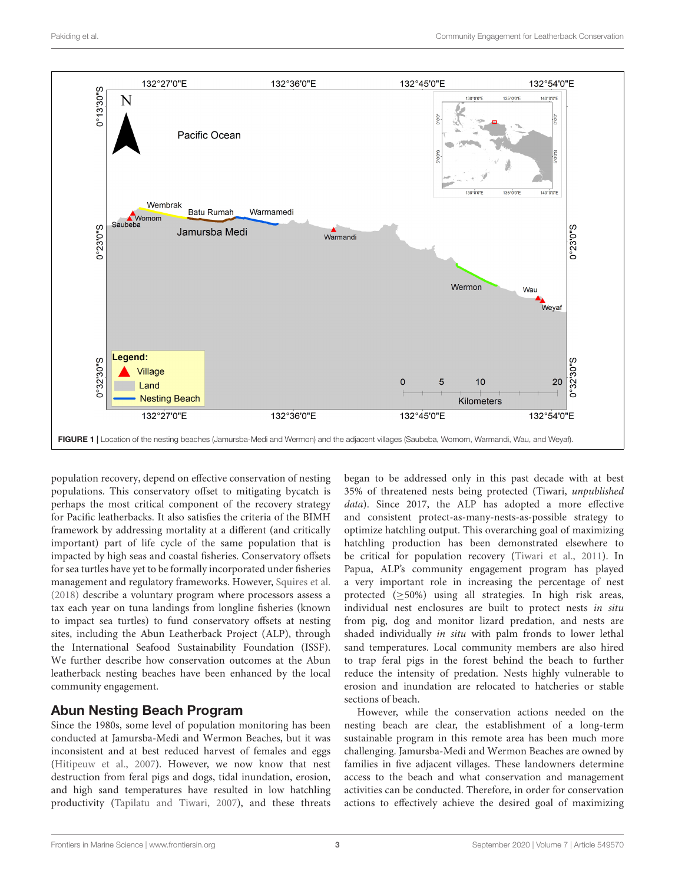FIGURE 1 | Location of the nesting beaches (Jamursba-Medi and Wermon) and the adjacent villages (Saubeba, Womom, Warmandi, Wau, and Weyaf).

population recovery, depend on effective conservation of nesting populations. This conservatory offset to mitigating bycatch is perhaps the most critical component of the recovery strategy for Pacific leatherbacks. It also satisfies the criteria of the BIMH framework by addressing mortality at a different (and critically important) part of life cycle of the same population that is impacted by high seas and coastal fisheries. Conservatory offsets for sea turtles have yet to be formally incorporated under fisheries management and regulatory frameworks. However, Squires et al. (2018) describe a voluntary program where processors assess a tax each year on tuna landings from longline fisheries (known to impact sea turtles) to fund conservatory offsets at nesting sites, including the Abun Leatherback Project (ALP), through the International Seafood Sustainability Foundation (ISSF). We further describe how conservation outcomes at the Abun leatherback nesting beaches have been enhanced by the local community engagement.

## Abun Nesting Beach Program

Since the 1980s, some level of population monitoring has been conducted at Jamursba-Medi and Wermon Beaches, but it was inconsistent and at best reduced harvest of females and eggs (Hitipeuw et al., 2007). However, we now know that nest destruction from feral pigs and dogs, tidal inundation, erosion, and high sand temperatures have resulted in low hatchling productivity (Tapilatu and Tiwari, 2007), and these threats began to be addressed only in this past decade with at best 35% of threatened nests being protected (Tiwari, *unpublished data*). Since 2017, the ALP has adopted a more effective and consistent protect-as-many-nests-as-possible strategy to optimize hatchling output. This overarching goal of maximizing hatchling production has been demonstrated elsewhere to be critical for population recovery (Tiwari et al., 2011). In Papua, ALP's community engagement program has played a very important role in increasing the percentage of nest protected (≥50%) using all strategies. In high risk areas, individual nest enclosures are built to protect nests *in situ* from pig, dog and monitor lizard predation, and nests are shaded individually *in situ* with palm fronds to lower lethal sand temperatures. Local community members are also hired to trap feral pigs in the forest behind the beach to further reduce the intensity of predation. Nests highly vulnerable to erosion and inundation are relocated to hatcheries or stable sections of beach.

However, while the conservation actions needed on the nesting beach are clear, the establishment of a long-term sustainable program in this remote area has been much more challenging. Jamursba-Medi and Wermon Beaches are owned by families in five adjacent villages. These landowners determine access to the beach and what conservation and management activities can be conducted. Therefore, in order for conservation actions to effectively achieve the desired goal of maximizing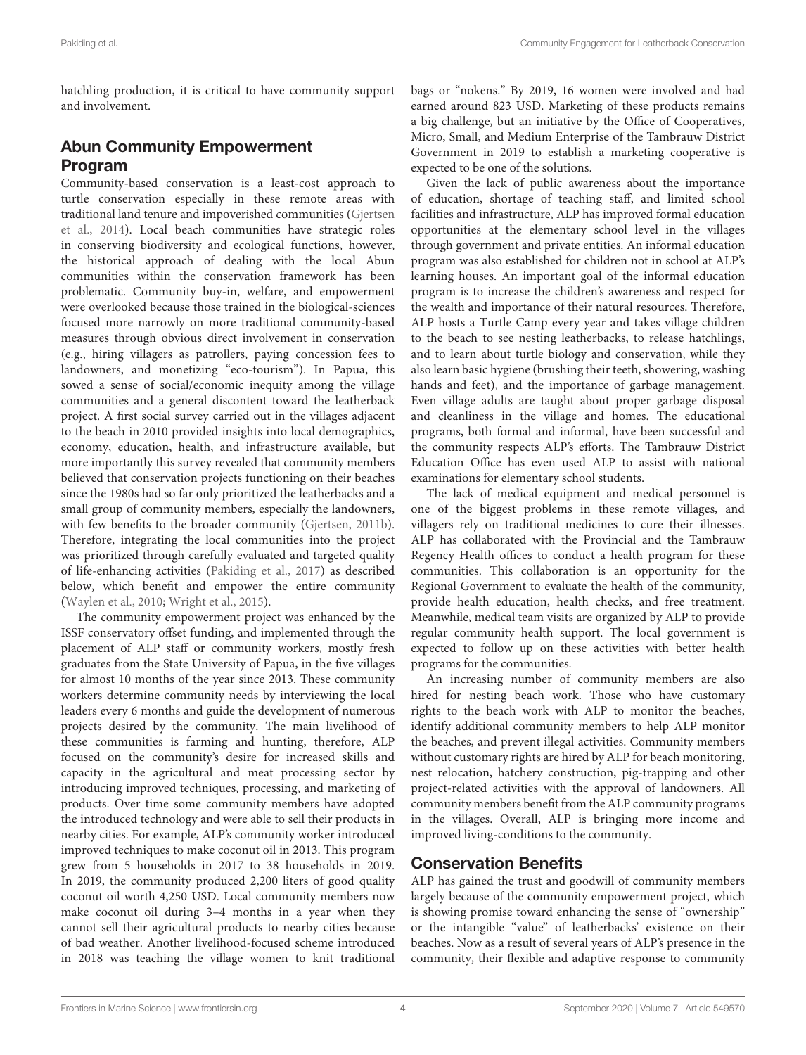hatchling production, it is critical to have community support and involvement.

## Abun Community Empowerment Program

Community-based conservation is a least-cost approach to turtle conservation especially in these remote areas with traditional land tenure and impoverished communities (Gjertsen et al., 2014). Local beach communities have strategic roles in conserving biodiversity and ecological functions, however, the historical approach of dealing with the local Abun communities within the conservation framework has been problematic. Community buy-in, welfare, and empowerment were overlooked because those trained in the biological-sciences focused more narrowly on more traditional community-based measures through obvious direct involvement in conservation (e.g., hiring villagers as patrollers, paying concession fees to landowners, and monetizing "eco-tourism"). In Papua, this sowed a sense of social/economic inequity among the village communities and a general discontent toward the leatherback project. A first social survey carried out in the villages adjacent to the beach in 2010 provided insights into local demographics, economy, education, health, and infrastructure available, but more importantly this survey revealed that community members believed that conservation projects functioning on their beaches since the 1980s had so far only prioritized the leatherbacks and a small group of community members, especially the landowners, with few benefits to the broader community (Gjertsen, 2011b). Therefore, integrating the local communities into the project was prioritized through carefully evaluated and targeted quality of life-enhancing activities (Pakiding et al., 2017) as described below, which benefit and empower the entire community (Waylen et al., 2010; Wright et al., 2015).

The community empowerment project was enhanced by the ISSF conservatory offset funding, and implemented through the placement of ALP staff or community workers, mostly fresh graduates from the State University of Papua, in the five villages for almost 10 months of the year since 2013. These community workers determine community needs by interviewing the local leaders every 6 months and guide the development of numerous projects desired by the community. The main livelihood of these communities is farming and hunting, therefore, ALP focused on the community's desire for increased skills and capacity in the agricultural and meat processing sector by introducing improved techniques, processing, and marketing of products. Over time some community members have adopted the introduced technology and were able to sell their products in nearby cities. For example, ALP's community worker introduced improved techniques to make coconut oil in 2013. This program grew from 5 households in 2017 to 38 households in 2019. In 2019, the community produced 2,200 liters of good quality coconut oil worth 4,250 USD. Local community members now make coconut oil during 3–4 months in a year when they cannot sell their agricultural products to nearby cities because of bad weather. Another livelihood-focused scheme introduced in 2018 was teaching the village women to knit traditional bags or "nokens." By 2019, 16 women were involved and had earned around 823 USD. Marketing of these products remains a big challenge, but an initiative by the Office of Cooperatives, Micro, Small, and Medium Enterprise of the Tambrauw District Government in 2019 to establish a marketing cooperative is expected to be one of the solutions.

Given the lack of public awareness about the importance of education, shortage of teaching staff, and limited school facilities and infrastructure, ALP has improved formal education opportunities at the elementary school level in the villages through government and private entities. An informal education program was also established for children not in school at ALP's learning houses. An important goal of the informal education program is to increase the children's awareness and respect for the wealth and importance of their natural resources. Therefore, ALP hosts a Turtle Camp every year and takes village children to the beach to see nesting leatherbacks, to release hatchlings, and to learn about turtle biology and conservation, while they also learn basic hygiene (brushing their teeth, showering, washing hands and feet), and the importance of garbage management. Even village adults are taught about proper garbage disposal and cleanliness in the village and homes. The educational programs, both formal and informal, have been successful and the community respects ALP's efforts. The Tambrauw District Education Office has even used ALP to assist with national examinations for elementary school students.

The lack of medical equipment and medical personnel is one of the biggest problems in these remote villages, and villagers rely on traditional medicines to cure their illnesses. ALP has collaborated with the Provincial and the Tambrauw Regency Health offices to conduct a health program for these communities. This collaboration is an opportunity for the Regional Government to evaluate the health of the community, provide health education, health checks, and free treatment. Meanwhile, medical team visits are organized by ALP to provide regular community health support. The local government is expected to follow up on these activities with better health programs for the communities.

An increasing number of community members are also hired for nesting beach work. Those who have customary rights to the beach work with ALP to monitor the beaches, identify additional community members to help ALP monitor the beaches, and prevent illegal activities. Community members without customary rights are hired by ALP for beach monitoring, nest relocation, hatchery construction, pig-trapping and other project-related activities with the approval of landowners. All community members benefit from the ALP community programs in the villages. Overall, ALP is bringing more income and improved living-conditions to the community.

## Conservation Benefits

ALP has gained the trust and goodwill of community members largely because of the community empowerment project, which is showing promise toward enhancing the sense of "ownership" or the intangible "value" of leatherbacks' existence on their beaches. Now as a result of several years of ALP's presence in the community, their flexible and adaptive response to community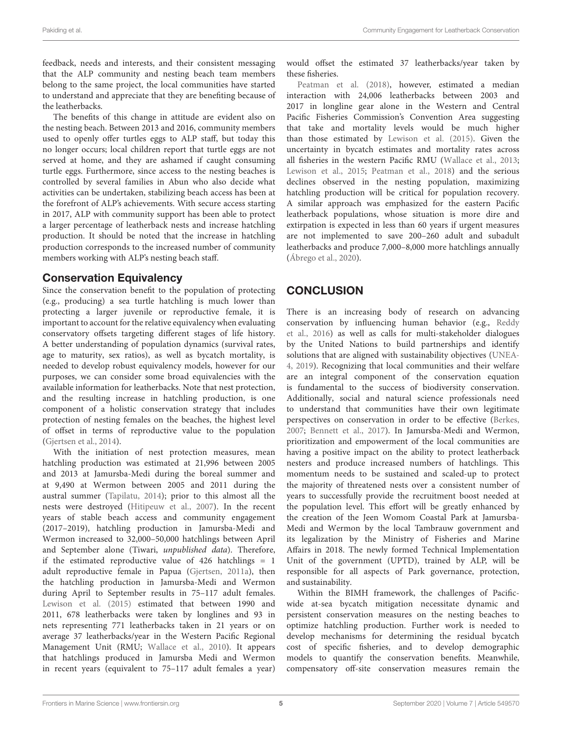feedback, needs and interests, and their consistent messaging that the ALP community and nesting beach team members belong to the same project, the local communities have started to understand and appreciate that they are benefiting because of the leatherbacks.

The benefits of this change in attitude are evident also on the nesting beach. Between 2013 and 2016, community members used to openly offer turtles eggs to ALP staff, but today this no longer occurs; local children report that turtle eggs are not served at home, and they are ashamed if caught consuming turtle eggs. Furthermore, since access to the nesting beaches is controlled by several families in Abun who also decide what activities can be undertaken, stabilizing beach access has been at the forefront of ALP's achievements. With secure access starting in 2017, ALP with community support has been able to protect a larger percentage of leatherback nests and increase hatchling production. It should be noted that the increase in hatchling production corresponds to the increased number of community members working with ALP's nesting beach staff.

## Conservation Equivalency

Since the conservation benefit to the population of protecting (e.g., producing) a sea turtle hatchling is much lower than protecting a larger juvenile or reproductive female, it is important to account for the relative equivalency when evaluating conservatory offsets targeting different stages of life history. A better understanding of population dynamics (survival rates, age to maturity, sex ratios), as well as bycatch mortality, is needed to develop robust equivalency models, however for our purposes, we can consider some broad equivalencies with the available information for leatherbacks. Note that nest protection, and the resulting increase in hatchling production, is one component of a holistic conservation strategy that includes protection of nesting females on the beaches, the highest level of offset in terms of reproductive value to the population (Gjertsen et al., 2014).

With the initiation of nest protection measures, mean hatchling production was estimated at 21,996 between 2005 and 2013 at Jamursba-Medi during the boreal summer and at 9,490 at Wermon between 2005 and 2011 during the austral summer (Tapilatu, 2014); prior to this almost all the nests were destroyed (Hitipeuw et al., 2007). In the recent years of stable beach access and community engagement (2017–2019), hatchling production in Jamursba-Medi and Wermon increased to 32,000–50,000 hatchlings between April and September alone (Tiwari, *unpublished data*). Therefore, if the estimated reproductive value of 426 hatchlings = 1 adult reproductive female in Papua (Gjertsen, 2011a), then the hatchling production in Jamursba-Medi and Wermon during April to September results in 75–117 adult females. Lewison et al. (2015) estimated that between 1990 and 2011, 678 leatherbacks were taken by longlines and 93 in nets representing 771 leatherbacks taken in 21 years or on average 37 leatherbacks/year in the Western Pacific Regional Management Unit (RMU; Wallace et al., 2010). It appears that hatchlings produced in Jamursba Medi and Wermon in recent years (equivalent to 75–117 adult females a year) would offset the estimated 37 leatherbacks/year taken by these fisheries.

Peatman et al. (2018), however, estimated a median interaction with 24,006 leatherbacks between 2003 and 2017 in longline gear alone in the Western and Central Pacific Fisheries Commission's Convention Area suggesting that take and mortality levels would be much higher than those estimated by Lewison et al. (2015). Given the uncertainty in bycatch estimates and mortality rates across all fisheries in the western Pacific RMU (Wallace et al., 2013; Lewison et al., 2015; Peatman et al., 2018) and the serious declines observed in the nesting population, maximizing hatchling production will be critical for population recovery. A similar approach was emphasized for the eastern Pacific leatherback populations, whose situation is more dire and extirpation is expected in less than 60 years if urgent measures are not implemented to save 200–260 adult and subadult leatherbacks and produce 7,000–8,000 more hatchlings annually (Ábrego et al., 2020).

# CONCLUSION

There is an increasing body of research on advancing conservation by influencing human behavior (e.g., Reddy et al., 2016) as well as calls for multi-stakeholder dialogues by the United Nations to build partnerships and identify solutions that are aligned with sustainability objectives (UNEA-4, 2019). Recognizing that local communities and their welfare are an integral component of the conservation equation is fundamental to the success of biodiversity conservation. Additionally, social and natural science professionals need to understand that communities have their own legitimate perspectives on conservation in order to be effective (Berkes, 2007; Bennett et al., 2017). In Jamursba-Medi and Wermon, prioritization and empowerment of the local communities are having a positive impact on the ability to protect leatherback nesters and produce increased numbers of hatchlings. This momentum needs to be sustained and scaled-up to protect the majority of threatened nests over a consistent number of years to successfully provide the recruitment boost needed at the population level. This effort will be greatly enhanced by the creation of the Jeen Womom Coastal Park at Jamursba-Medi and Wermon by the local Tambrauw government and its legalization by the Ministry of Fisheries and Marine Affairs in 2018. The newly formed Technical Implementation Unit of the government (UPTD), trained by ALP, will be responsible for all aspects of Park governance, protection, and sustainability.

Within the BIMH framework, the challenges of Pacific-wide at-sea bycatch mitigation necessitate dynamic and persistent conservation measures on the nesting beaches to optimize hatchling production. Further work is needed to develop mechanisms for determining the residual bycatch cost of specific fisheries, and to develop demographic models to quantify the conservation benefits. Meanwhile, compensatory off-site conservation measures remain the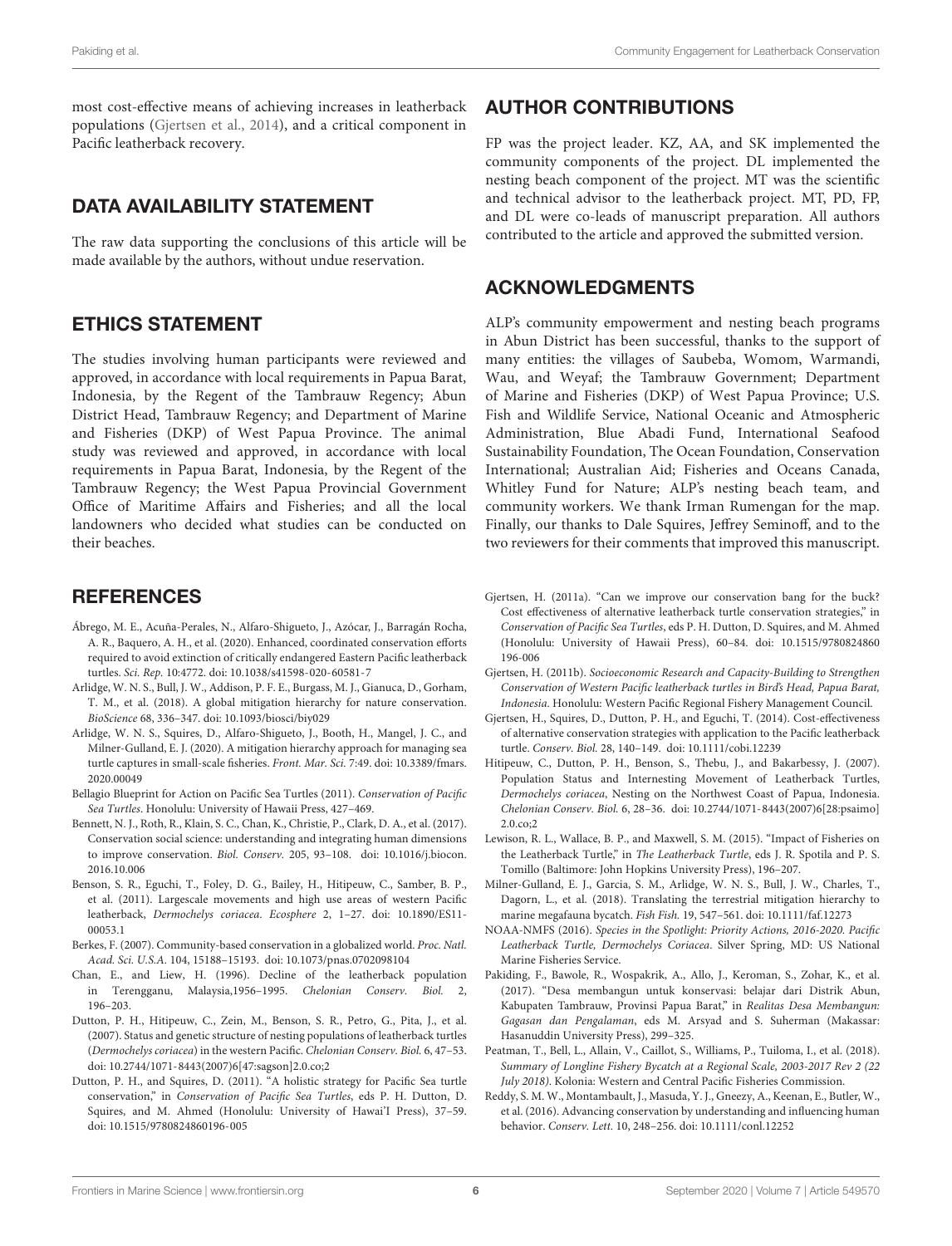most cost-effective means of achieving increases in leatherback populations (Gjertsen et al., 2014), and a critical component in Pacific leatherback recovery.

## DATA AVAILABILITY STATEMENT

The raw data supporting the conclusions of this article will be made available by the authors, without undue reservation.

## ETHICS STATEMENT

The studies involving human participants were reviewed and approved, in accordance with local requirements in Papua Barat, Indonesia, by the Regent of the Tambrauw Regency; Abun District Head, Tambrauw Regency; and Department of Marine and Fisheries (DKP) of West Papua Province. The animal study was reviewed and approved, in accordance with local requirements in Papua Barat, Indonesia, by the Regent of the Tambrauw Regency; the West Papua Provincial Government Office of Maritime Affairs and Fisheries; and all the local landowners who decided what studies can be conducted on their beaches.

## AUTHOR CONTRIBUTIONS

FP was the project leader. KZ, AA, and SK implemented the community components of the project. DL implemented the nesting beach component of the project. MT was the scientific and technical advisor to the leatherback project. MT, PD, FP, and DL were co-leads of manuscript preparation. All authors contributed to the article and approved the submitted version.

## ACKNOWLEDGMENTS

ALP's community empowerment and nesting beach programs in Abun District has been successful, thanks to the support of many entities: the villages of Saubeba, Womom, Warmandi, Wau, and Weyaf; the Tambrauw Government; Department of Marine and Fisheries (DKP) of West Papua Province; U.S. Fish and Wildlife Service, National Oceanic and Atmospheric Administration, Blue Abadi Fund, International Seafood Sustainability Foundation, The Ocean Foundation, Conservation International; Australian Aid; Fisheries and Oceans Canada, Whitley Fund for Nature; ALP's nesting beach team, and community workers. We thank Irman Rumengan for the map. Finally, our thanks to Dale Squires, Jeffrey Seminoff, and to the two reviewers for their comments that improved this manuscript.

## REFERENCES

Ábrego, M. E., Acuña-Perales, N., Alfaro-Shigueto, J., Azócar, J., Barragán Rocha, A. R., Baquero, A. H., et al. (2020). Enhanced, coordinated conservation efforts required to avoid extinction of critically endangered Eastern Pacific leatherback turtles. *Sci. Rep.* 10:4772. doi: 10.1038/s41598-020-60581-7

Arlidge, W. N. S., Bull, J. W., Addison, P. F. E., Burgass, M. J., Gianuca, D., Gorham, T. M., et al. (2018). A global mitigation hierarchy for nature conservation. *BioScience* 68, 336–347. doi: 10.1093/biosci/biy029

Arlidge, W. N. S., Squires, D., Alfaro-Shigueto, J., Booth, H., Mangel, J. C., and Milner-Gulland, E. J. (2020). A mitigation hierarchy approach for managing sea turtle captures in small-scale fisheries. *Front. Mar. Sci.* 7:49. doi: 10.3389/fmars.2020.00049

Bellagio Blueprint for Action on Pacific Sea Turtles (2011). *Conservation of Pacific Sea Turtles*. Honolulu: University of Hawaii Press, 427–469.

Bennett, N. J., Roth, R., Klain, S. C., Chan, K., Christie, P., Clark, D. A., et al. (2017). Conservation social science: understanding and integrating human dimensions to improve conservation. *Biol. Conserv.* 205, 93–108. doi: 10.1016/j.biocon.2016.10.006

Benson, S. R., Eguchi, T., Foley, D. G., Bailey, H., Hitipeuw, C., Samber, B. P., et al. (2011). Largescale movements and high use areas of western Pacific leatherback, *Dermochelys coriacea*. *Ecosphere* 2, 1–27. doi: 10.1890/ES11-00053.1

Berkes, F. (2007). Community-based conservation in a globalized world. *Proc. Natl. Acad. Sci. U.S.A.* 104, 15188–15193. doi: 10.1073/pnas.0702098104

Chan, E., and Liew, H. (1996). Decline of the leatherback population in Terengganu, Malaysia,1956–1995. *Chelonian Conserv. Biol.* 2, 196–203.

Dutton, P. H., Hitipeuw, C., Zein, M., Benson, S. R., Petro, G., Pita, J., et al. (2007). Status and genetic structure of nesting populations of leatherback turtles (*Dermochelys coriacea*) in the western Pacific. *Chelonian Conserv. Biol.* 6, 47–53. doi: 10.2744/1071-8443(2007)6[47:sagson]2.0.co;2

Dutton, P. H., and Squires, D. (2011). "A holistic strategy for Pacific Sea turtle conservation," in *Conservation of Pacific Sea Turtles*, eds P. H. Dutton, D. Squires, and M. Ahmed (Honolulu: University of Hawai'I Press), 37–59. doi: 10.1515/9780824860196-005

Gjertsen, H. (2011a). "Can we improve our conservation bang for the buck? Cost effectiveness of alternative leatherback turtle conservation strategies," in *Conservation of Pacific Sea Turtles*, eds P. H. Dutton, D. Squires, and M. Ahmed (Honolulu: University of Hawaii Press), 60–84. doi: 10.1515/9780824860196-006

Gjertsen, H. (2011b). *Socioeconomic Research and Capacity-Building to Strengthen Conservation of Western Pacific leatherback turtles in Bird's Head, Papua Barat, Indonesia*. Honolulu: Western Pacific Regional Fishery Management Council.

Gjertsen, H., Squires, D., Dutton, P. H., and Eguchi, T. (2014). Cost-effectiveness of alternative conservation strategies with application to the Pacific leatherback turtle. *Conserv. Biol.* 28, 140–149. doi: 10.1111/cobi.12239

Hitipeuw, C., Dutton, P. H., Benson, S., Thebu, J., and Bakarbessy, J. (2007). Population Status and Internesting Movement of Leatherback Turtles, *Dermochelys coriacea*, Nesting on the Northwest Coast of Papua, Indonesia. *Chelonian Conserv. Biol.* 6, 28–36. doi: 10.2744/1071-8443(2007)6[28:psaimo]2.0.co;2

Lewison, R. L., Wallace, B. P., and Maxwell, S. M. (2015). "Impact of Fisheries on the Leatherback Turtle," in *The Leatherback Turtle*, eds J. R. Spotila and P. S. Tomillo (Baltimore: John Hopkins University Press), 196–207.

Milner-Gulland, E. J., Garcia, S. M., Arlidge, W. N. S., Bull, J. W., Charles, T., Dagorn, L., et al. (2018). Translating the terrestrial mitigation hierarchy to marine megafauna bycatch. *Fish Fish.* 19, 547–561. doi: 10.1111/faf.12273

NOAA-NMFS (2016). *Species in the Spotlight: Priority Actions, 2016-2020. Pacific Leatherback Turtle, Dermochelys Coriacea*. Silver Spring, MD: US National Marine Fisheries Service.

Pakiding, F., Bawole, R., Wospakrik, A., Allo, J., Keroman, S., Zohar, K., et al. (2017). "Desa membangun untuk konservasi: belajar dari Distrik Abun, Kabupaten Tambrauw, Provinsi Papua Barat," in *Realitas Desa Membangun: Gagasan dan Pengalaman*, eds M. Arsyad and S. Suherman (Makassar: Hasanuddin University Press), 299–325.

Peatman, T., Bell, L., Allain, V., Caillot, S., Williams, P., Tuiloma, I., et al. (2018). *Summary of Longline Fishery Bycatch at a Regional Scale, 2003-2017 Rev 2 (22 July 2018)*. Kolonia: Western and Central Pacific Fisheries Commission.

Reddy, S. M. W., Montambault, J., Masuda, Y. J., Gneezy, A., Keenan, E., Butler, W., et al. (2016). Advancing conservation by understanding and influencing human behavior. *Conserv. Lett.* 10, 248–256. doi: 10.1111/conl.12252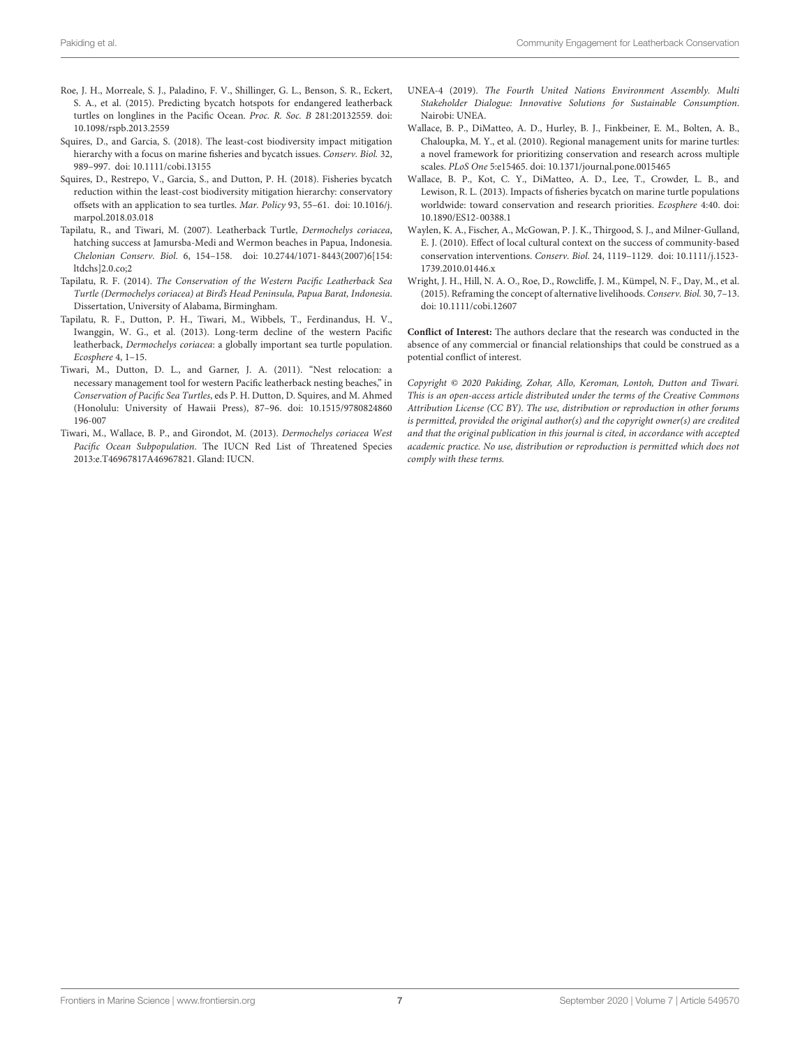Roe, J. H., Morreale, S. J., Paladino, F. V., Shillinger, G. L., Benson, S. R., Eckert, S. A., et al. (2015). Predicting bycatch hotspots for endangered leatherback turtles on longlines in the Pacific Ocean. *Proc. R. Soc. B* 281:20132559. doi: 10.1098/rspb.2013.2559

Squires, D., and Garcia, S. (2018). The least-cost biodiversity impact mitigation hierarchy with a focus on marine fisheries and bycatch issues. *Conserv. Biol.* 32, 989–997. doi: 10.1111/cobi.13155

Squires, D., Restrepo, V., Garcia, S., and Dutton, P. H. (2018). Fisheries bycatch reduction within the least-cost biodiversity mitigation hierarchy: conservatory offsets with an application to sea turtles. *Mar. Policy* 93, 55–61. doi: 10.1016/j.marpol.2018.03.018

Tapilatu, R., and Tiwari, M. (2007). Leatherback Turtle, *Dermochelys coriacea*, hatching success at Jamursba-Medi and Wermon beaches in Papua, Indonesia. *Chelonian Conserv. Biol.* 6, 154–158. doi: 10.2744/1071-8443(2007)6[154:ltdchs]2.0.co;2

Tapilatu, R. F. (2014). *The Conservation of the Western Pacific Leatherback Sea Turtle (Dermochelys coriacea) at Bird's Head Peninsula, Papua Barat, Indonesia*. Dissertation, University of Alabama, Birmingham.

Tapilatu, R. F., Dutton, P. H., Tiwari, M., Wibbels, T., Ferdinandus, H. V., Iwanggin, W. G., et al. (2013). Long-term decline of the western Pacific leatherback, *Dermochelys coriacea*: a globally important sea turtle population. *Ecosphere* 4, 1–15.

Tiwari, M., Dutton, D. L., and Garner, J. A. (2011). "Nest relocation: a necessary management tool for western Pacific leatherback nesting beaches," in *Conservation of Pacific Sea Turtles*, eds P. H. Dutton, D. Squires, and M. Ahmed (Honolulu: University of Hawaii Press), 87–96. doi: 10.1515/9780824860196-007

Tiwari, M., Wallace, B. P., and Girondot, M. (2013). *Dermochelys coriacea West Pacific Ocean Subpopulation*. The IUCN Red List of Threatened Species 2013:e.T46967817A46967821. Gland: IUCN.

UNEA-4 (2019). *The Fourth United Nations Environment Assembly. Multi Stakeholder Dialogue: Innovative Solutions for Sustainable Consumption*. Nairobi: UNEA.

Wallace, B. P., DiMatteo, A. D., Hurley, B. J., Finkbeiner, E. M., Bolten, A. B., Chaloupka, M. Y., et al. (2010). Regional management units for marine turtles: a novel framework for prioritizing conservation and research across multiple scales. *PLoS One* 5:e15465. doi: 10.1371/journal.pone.0015465

Wallace, B. P., Kot, C. Y., DiMatteo, A. D., Lee, T., Crowder, L. B., and Lewison, R. L. (2013). Impacts of fisheries bycatch on marine turtle populations worldwide: toward conservation and research priorities. *Ecosphere* 4:40. doi: 10.1890/ES12-00388.1

Waylen, K. A., Fischer, A., McGowan, P. J. K., Thirgood, S. J., and Milner-Gulland, E. J. (2010). Effect of local cultural context on the success of community-based conservation interventions. *Conserv. Biol.* 24, 1119–1129. doi: 10.1111/j.1523-1739.2010.01446.x

Wright, J. H., Hill, N. A. O., Roe, D., Rowcliffe, J. M., Kümpel, N. F., Day, M., et al. (2015). Reframing the concept of alternative livelihoods. *Conserv. Biol.* 30, 7–13. doi: 10.1111/cobi.12607

**Conflict of Interest:** The authors declare that the research was conducted in the absence of any commercial or financial relationships that could be construed as a potential conflict of interest.

*Copyright © 2020 Pakiding, Zohar, Allo, Keroman, Lontoh, Dutton and Tiwari. This is an open-access article distributed under the terms of the Creative Commons Attribution License (CC BY). The use, distribution or reproduction in other forums is permitted, provided the original author(s) and the copyright owner(s) are credited and that the original publication in this journal is cited, in accordance with accepted academic practice. No use, distribution or reproduction is permitted which does not comply with these terms.*